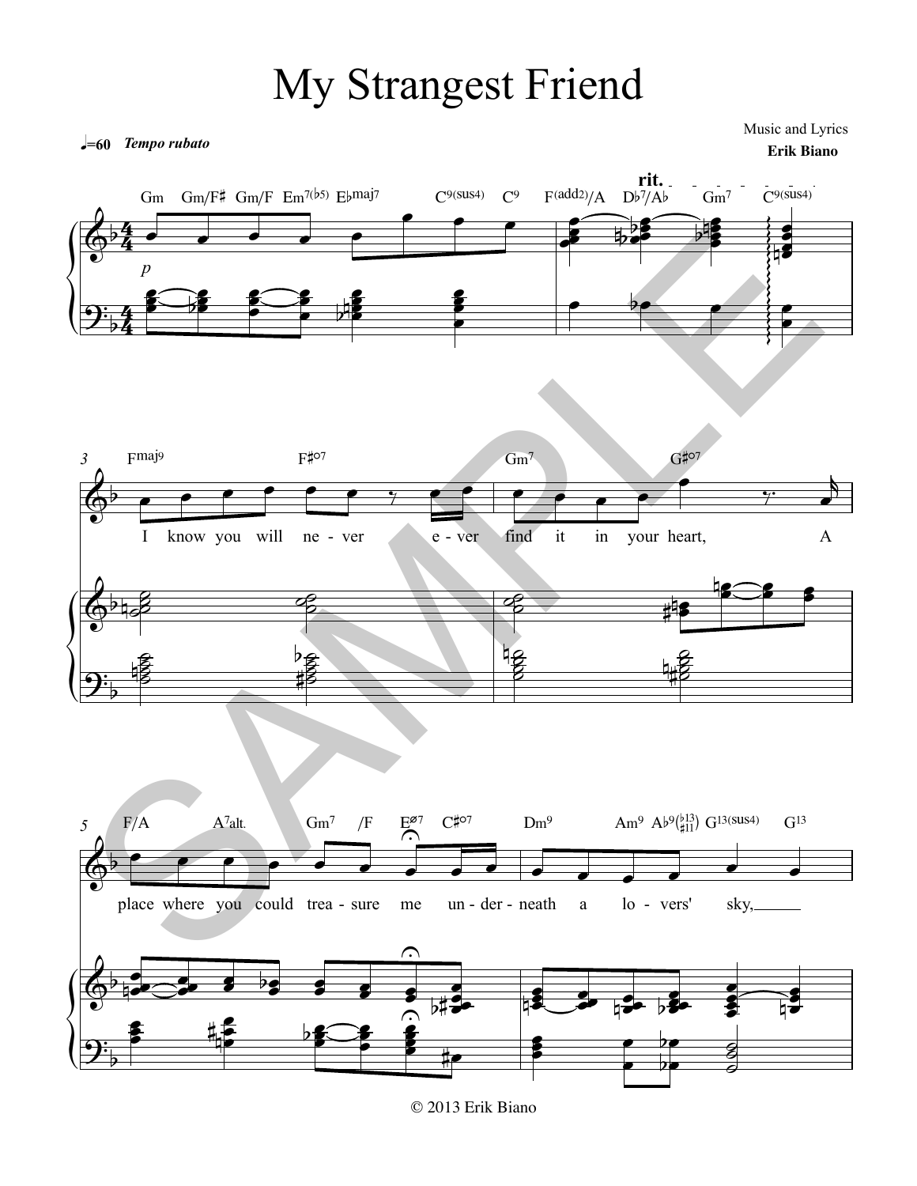# My Strangest Friend

Music and Lyrics
**Erik Biano**

♩=60 *Tempo rubato*

Gm Gm/F♯ Gm/F Em7(♭5) E♭maj7 C9(sus4) C9 F(add2)/A D♭7/A♭ Gm7 C9(sus4)

*p*

rit.

3 Fmaj9 F♯o7 Gm7 G♯o7

I know you will ne - ver e - ver find it in your heart, A

5 F/A A7alt. Gm7 /F Eø7 C♯o7 Dm9 Am9 A♭9(♭13 ♯11) G13(sus4) G13

place where you could trea - sure me un - der - neath a lo - vers' sky,

© 2013 Erik Biano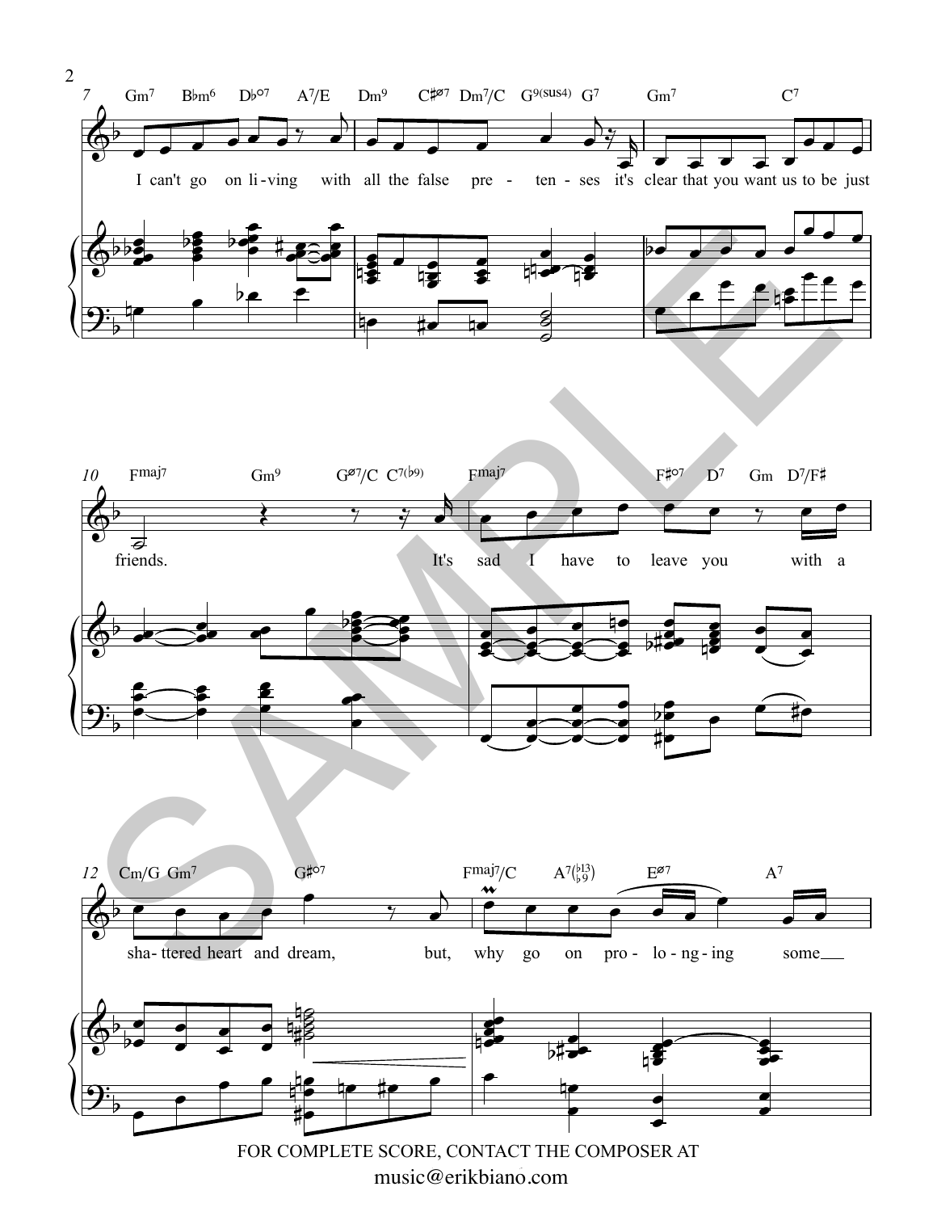I can't go on li-ving with all the false pre - ten - ses it's clear that you want us to be just friends.

It's sad I have to leave you with a sha- ttered heart and dream, but, why go on pro - lo - ng - ing some

FOR COMPLETE SCORE, CONTACT THE COMPOSER AT
music@erikbiano.com